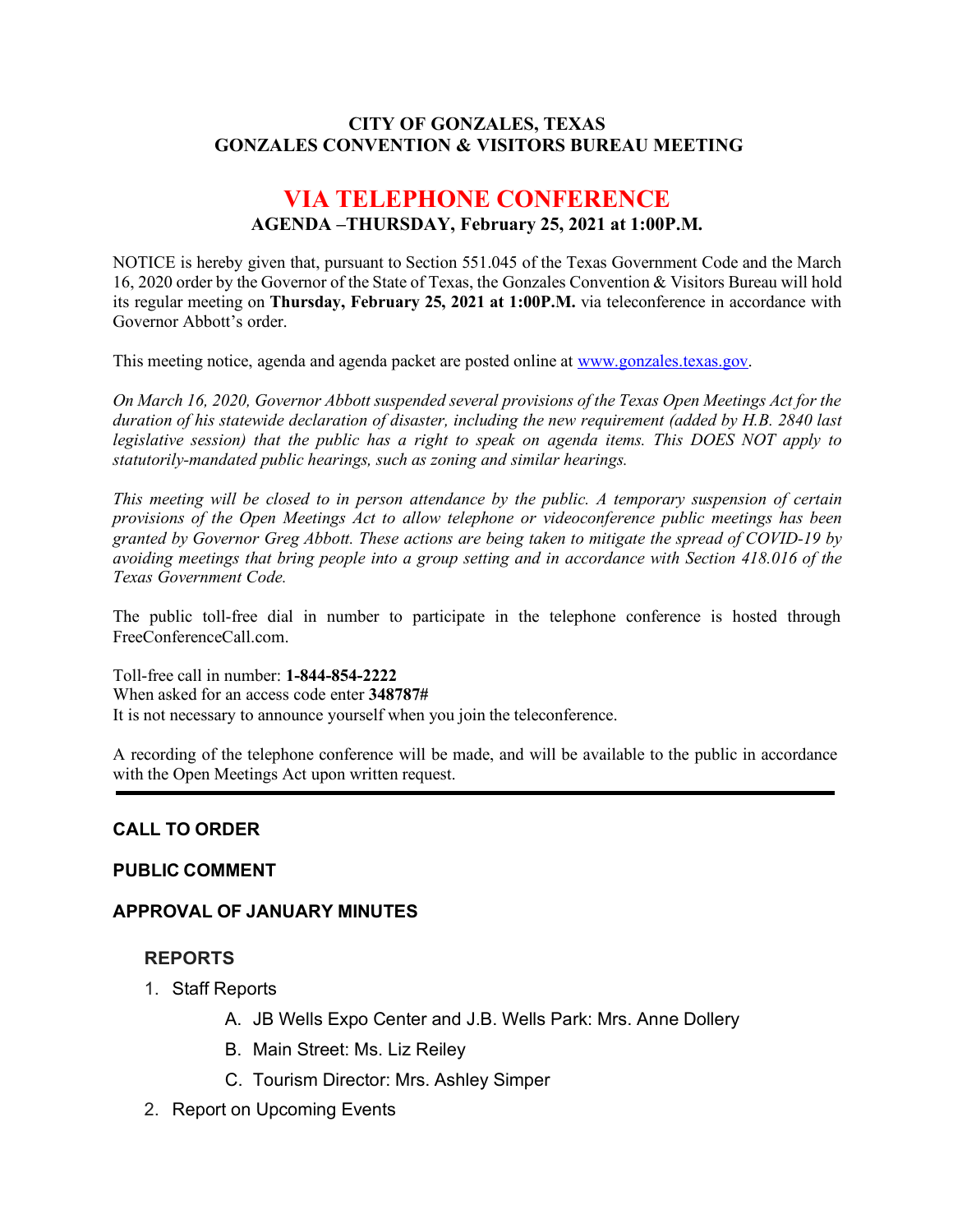**CITY OF GONZALES, TEXAS**
**GONZALES CONVENTION & VISITORS BUREAU MEETING**

# VIA TELEPHONE CONFERENCE

**AGENDA –THURSDAY, February 25, 2021 at 1:00P.M.**

NOTICE is hereby given that, pursuant to Section 551.045 of the Texas Government Code and the March 16, 2020 order by the Governor of the State of Texas, the Gonzales Convention & Visitors Bureau will hold its regular meeting on **Thursday, February 25, 2021 at 1:00P.M.** via teleconference in accordance with Governor Abbott's order.

This meeting notice, agenda and agenda packet are posted online at www.gonzales.texas.gov.

*On March 16, 2020, Governor Abbott suspended several provisions of the Texas Open Meetings Act for the duration of his statewide declaration of disaster, including the new requirement (added by H.B. 2840 last legislative session) that the public has a right to speak on agenda items. This DOES NOT apply to statutorily-mandated public hearings, such as zoning and similar hearings.*

*This meeting will be closed to in person attendance by the public. A temporary suspension of certain provisions of the Open Meetings Act to allow telephone or videoconference public meetings has been granted by Governor Greg Abbott. These actions are being taken to mitigate the spread of COVID-19 by avoiding meetings that bring people into a group setting and in accordance with Section 418.016 of the Texas Government Code.*

The public toll-free dial in number to participate in the telephone conference is hosted through FreeConferenceCall.com.

Toll-free call in number: **1-844-854-2222**
When asked for an access code enter **348787#**
It is not necessary to announce yourself when you join the teleconference.

A recording of the telephone conference will be made, and will be available to the public in accordance with the Open Meetings Act upon written request.

---

## CALL TO ORDER

## PUBLIC COMMENT

## APPROVAL OF JANUARY MINUTES

### REPORTS

1. Staff Reports
   - A. JB Wells Expo Center and J.B. Wells Park: Mrs. Anne Dollery
   - B. Main Street: Ms. Liz Reiley
   - C. Tourism Director: Mrs. Ashley Simper
2. Report on Upcoming Events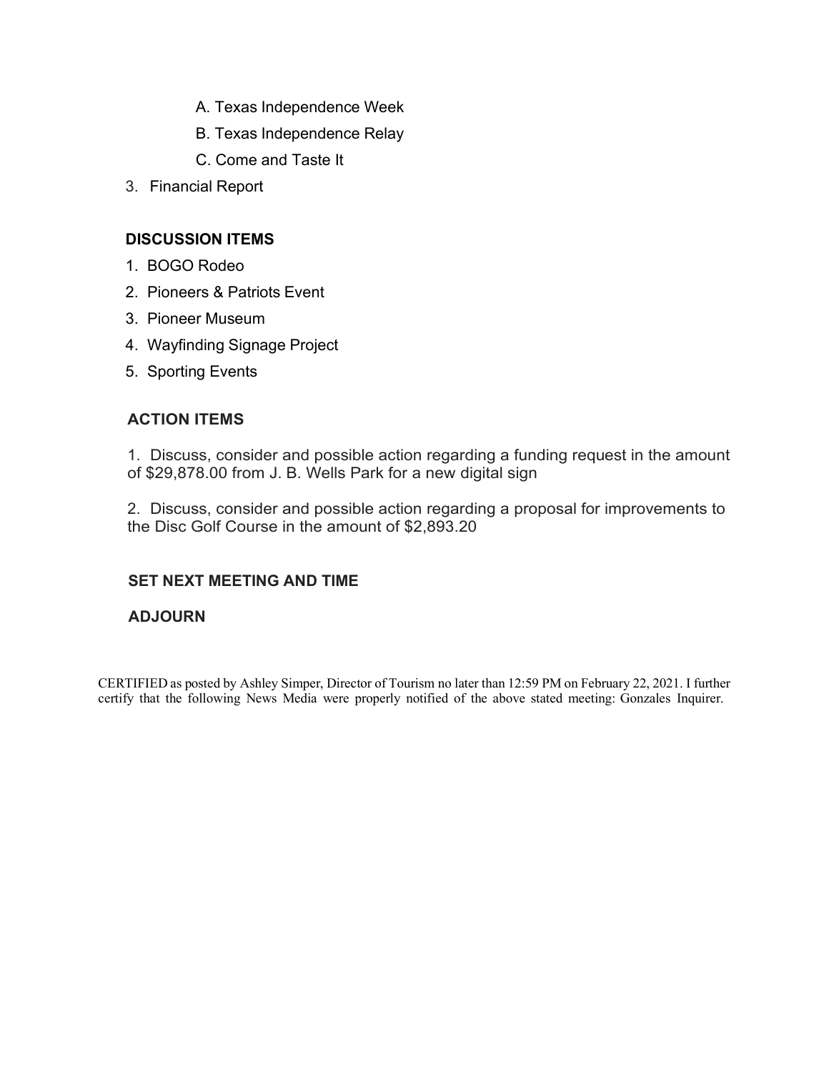A. Texas Independence Week
   B. Texas Independence Relay
   C. Come and Taste It
3. Financial Report

**DISCUSSION ITEMS**

1. BOGO Rodeo
2. Pioneers & Patriots Event
3. Pioneer Museum
4. Wayfinding Signage Project
5. Sporting Events

**ACTION ITEMS**

1. Discuss, consider and possible action regarding a funding request in the amount of $29,878.00 from J. B. Wells Park for a new digital sign

2. Discuss, consider and possible action regarding a proposal for improvements to the Disc Golf Course in the amount of $2,893.20

**SET NEXT MEETING AND TIME**

**ADJOURN**

CERTIFIED as posted by Ashley Simper, Director of Tourism no later than 12:59 PM on February 22, 2021. I further certify that the following News Media were properly notified of the above stated meeting: Gonzales Inquirer.